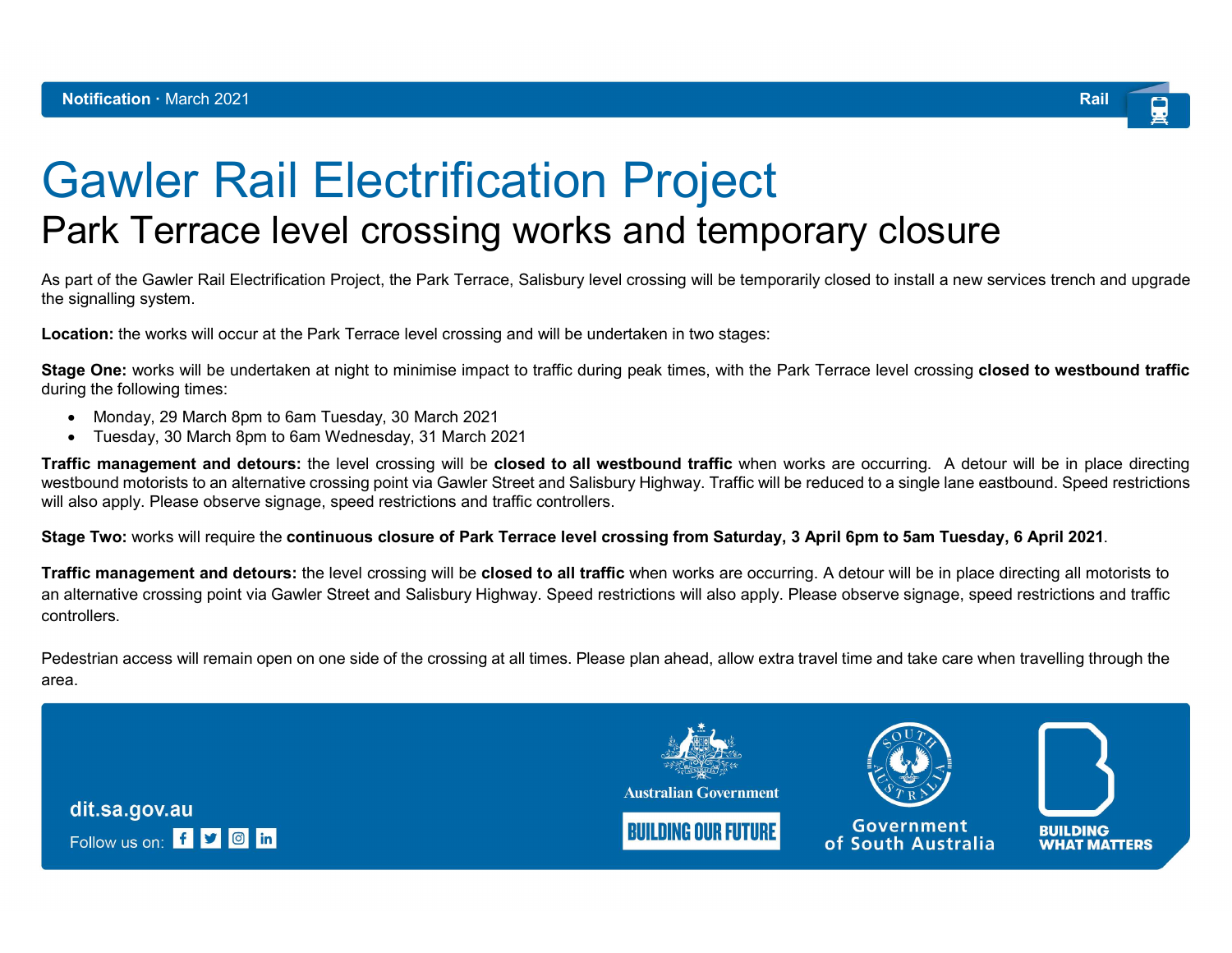**Notification** · March 2021

Rail

# Gawler Rail Electrification Project

## Park Terrace level crossing works and temporary closure

As part of the Gawler Rail Electrification Project, the Park Terrace, Salisbury level crossing will be temporarily closed to install a new services trench and upgrade the signalling system.

**Location:** the works will occur at the Park Terrace level crossing and will be undertaken in two stages:

**Stage One:** works will be undertaken at night to minimise impact to traffic during peak times, with the Park Terrace level crossing **closed to westbound traffic** during the following times:

- Monday, 29 March 8pm to 6am Tuesday, 30 March 2021
- Tuesday, 30 March 8pm to 6am Wednesday, 31 March 2021

**Traffic management and detours:** the level crossing will be **closed to all westbound traffic** when works are occurring. A detour will be in place directing westbound motorists to an alternative crossing point via Gawler Street and Salisbury Highway. Traffic will be reduced to a single lane eastbound. Speed restrictions will also apply. Please observe signage, speed restrictions and traffic controllers.

**Stage Two:** works will require the **continuous closure of Park Terrace level crossing from Saturday, 3 April 6pm to 5am Tuesday, 6 April 2021**.

**Traffic management and detours:** the level crossing will be **closed to all traffic** when works are occurring. A detour will be in place directing all motorists to an alternative crossing point via Gawler Street and Salisbury Highway. Speed restrictions will also apply. Please observe signage, speed restrictions and traffic controllers.

Pedestrian access will remain open on one side of the crossing at all times. Please plan ahead, allow extra travel time and take care when travelling through the area.

dit.sa.gov.au

Follow us on:

Australian Government

BUILDING OUR FUTURE

Government of South Australia

BUILDING WHAT MATTERS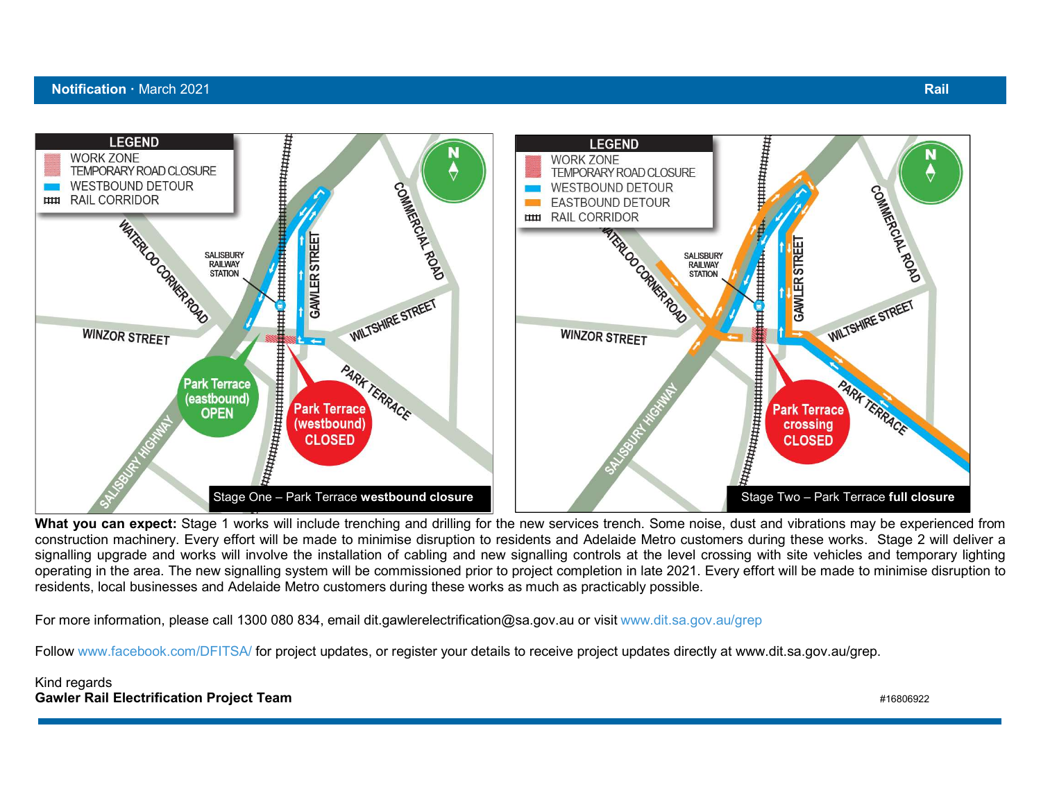**Notification** · March 2021 — Rail

LEGEND
WORK ZONE
TEMPORARY ROAD CLOSURE
WESTBOUND DETOUR
RAIL CORRIDOR

WATERLOO CORNER ROAD
SALISBURY RAILWAY STATION
GAWLER STREET
COMMERCIAL ROAD
WINZOR STREET
WILTSHIRE STREET
PARK TERRACE
SALISBURY HIGHWAY
Park Terrace (eastbound) OPEN
Park Terrace (westbound) CLOSED

Stage One – Park Terrace **westbound closure**

LEGEND
WORK ZONE
TEMPORARY ROAD CLOSURE
WESTBOUND DETOUR
EASTBOUND DETOUR
RAIL CORRIDOR

WATERLOO CORNER ROAD
SALISBURY RAILWAY STATION
GAWLER STREET
COMMERCIAL ROAD
WINZOR STREET
WILTSHIRE STREET
PARK TERRACE
SALISBURY HIGHWAY
Park Terrace crossing CLOSED

Stage Two – Park Terrace **full closure**

**What you can expect:** Stage 1 works will include trenching and drilling for the new services trench. Some noise, dust and vibrations may be experienced from construction machinery. Every effort will be made to minimise disruption to residents and Adelaide Metro customers during these works. Stage 2 will deliver a signalling upgrade and works will involve the installation of cabling and new signalling controls at the level crossing with site vehicles and temporary lighting operating in the area. The new signalling system will be commissioned prior to project completion in late 2021. Every effort will be made to minimise disruption to residents, local businesses and Adelaide Metro customers during these works as much as practicably possible.

For more information, please call 1300 080 834, email dit.gawlerelectrification@sa.gov.au or visit www.dit.sa.gov.au/grep

Follow www.facebook.com/DFITSA/ for project updates, or register your details to receive project updates directly at www.dit.sa.gov.au/grep.

Kind regards
**Gawler Rail Electrification Project Team**

#16806922